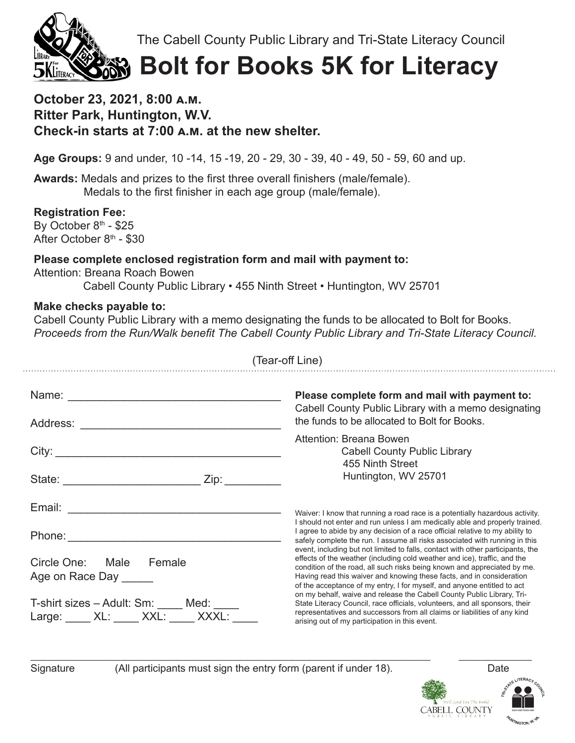The Cabell County Public Library and Tri-State Literacy Council

# Bolt for Books 5K for Literacy

**October 23, 2021, 8:00 A.M.**
**Ritter Park, Huntington, W.V.**
**Check-in starts at 7:00 A.M. at the new shelter.**

**Age Groups:** 9 and under, 10 -14, 15 -19, 20 - 29, 30 - 39, 40 - 49, 50 - 59, 60 and up.

**Awards:** Medals and prizes to the first three overall finishers (male/female).
Medals to the first finisher in each age group (male/female).

**Registration Fee:**
By October 8th - $25
After October 8th - $30

**Please complete enclosed registration form and mail with payment to:**
Attention: Breana Roach Bowen
Cabell County Public Library • 455 Ninth Street • Huntington, WV 25701

**Make checks payable to:**
Cabell County Public Library with a memo designating the funds to be allocated to Bolt for Books.
*Proceeds from the Run/Walk benefit The Cabell County Public Library and Tri-State Literacy Council.*

(Tear-off Line)

---

Name: ___________________________________

Address: ________________________________

City: ___________________________________

State: _____________________ Zip: _________

Email: __________________________________

Phone: __________________________________

Circle One: Male Female
Age on Race Day _____

T-shirt sizes – Adult: Sm: ____ Med: ____
Large: ____ XL: ____ XXL: ____ XXXL: ____

**Please complete form and mail with payment to:**
Cabell County Public Library with a memo designating the funds to be allocated to Bolt for Books.

Attention: Breana Bowen
Cabell County Public Library
455 Ninth Street
Huntington, WV 25701

Waiver: I know that running a road race is a potentially hazardous activity. I should not enter and run unless I am medically able and properly trained. I agree to abide by any decision of a race official relative to my ability to safely complete the run. I assume all risks associated with running in this event, including but not limited to falls, contact with other participants, the effects of the weather (including cold weather and ice), traffic, and the condition of the road, all such risks being known and appreciated by me. Having read this waiver and knowing these facts, and in consideration of the acceptance of my entry, I, for myself, and anyone entitled to act on my behalf, waive and release the Cabell County Public Library, Tri-State Literacy Council, race officials, volunteers, and all sponsors, their representatives and successors from all claims or liabilities of any kind arising out of my participation in this event.

___________________________________________________________ ____________

Signature (All participants must sign the entry form (parent if under 18)). Date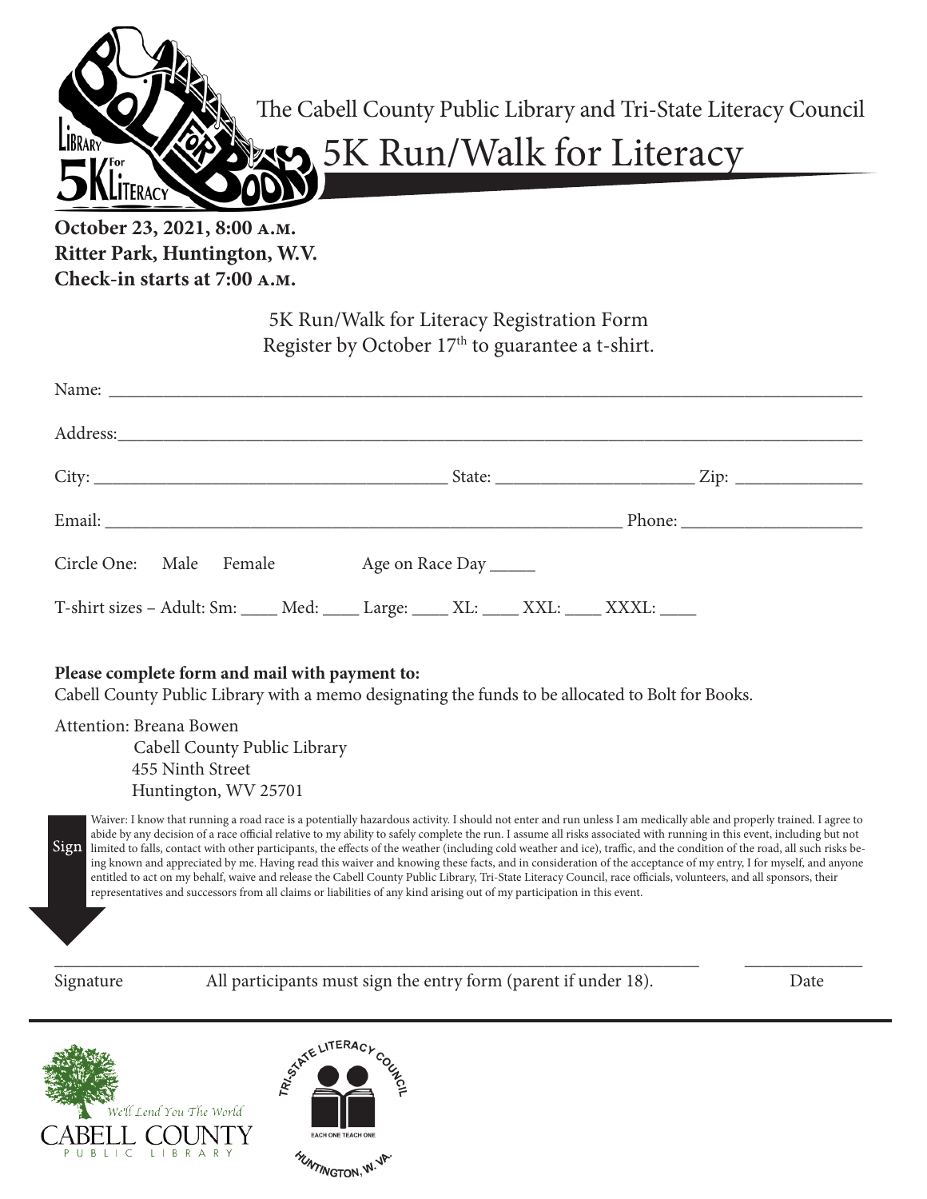The Cabell County Public Library and Tri-State Literacy Council

# 5K Run/Walk for Literacy

**October 23, 2021, 8:00 A.M.**
**Ritter Park, Huntington, W.V.**
**Check-in starts at 7:00 A.M.**

5K Run/Walk for Literacy Registration Form
Register by October 17th to guarantee a t-shirt.

Name: ____________________________________________

Address: ____________________________________________

City: ____________________ State: ____________ Zip: ________

Email: ______________________________ Phone: ____________

Circle One: Male Female Age on Race Day _____

T-shirt sizes – Adult: Sm: ____ Med: ____ Large: ____ XL: ____ XXL: ____ XXXL: ____

**Please complete form and mail with payment to:**
Cabell County Public Library with a memo designating the funds to be allocated to Bolt for Books.

Attention: Breana Bowen
Cabell County Public Library
455 Ninth Street
Huntington, WV 25701

Sign

Waiver: I know that running a road race is a potentially hazardous activity. I should not enter and run unless I am medically able and properly trained. I agree to abide by any decision of a race official relative to my ability to safely complete the run. I assume all risks associated with running in this event, including but not limited to falls, contact with other participants, the effects of the weather (including cold weather and ice), traffic, and the condition of the road, all such risks being known and appreciated by me. Having read this waiver and knowing these facts, and in consideration of the acceptance of my entry, I for myself, and anyone entitled to act on my behalf, waive and release the Cabell County Public Library, Tri-State Literacy Council, race officials, volunteers, and all sponsors, their representatives and successors from all claims or liabilities of any kind arising out of my participation in this event.

______________________________________________ ____________

Signature All participants must sign the entry form (parent if under 18). Date

We'll Lend You The World
CABELL COUNTY PUBLIC LIBRARY

TRI-STATE LITERACY COUNCIL
EACH ONE TEACH ONE
HUNTINGTON, W. VA.